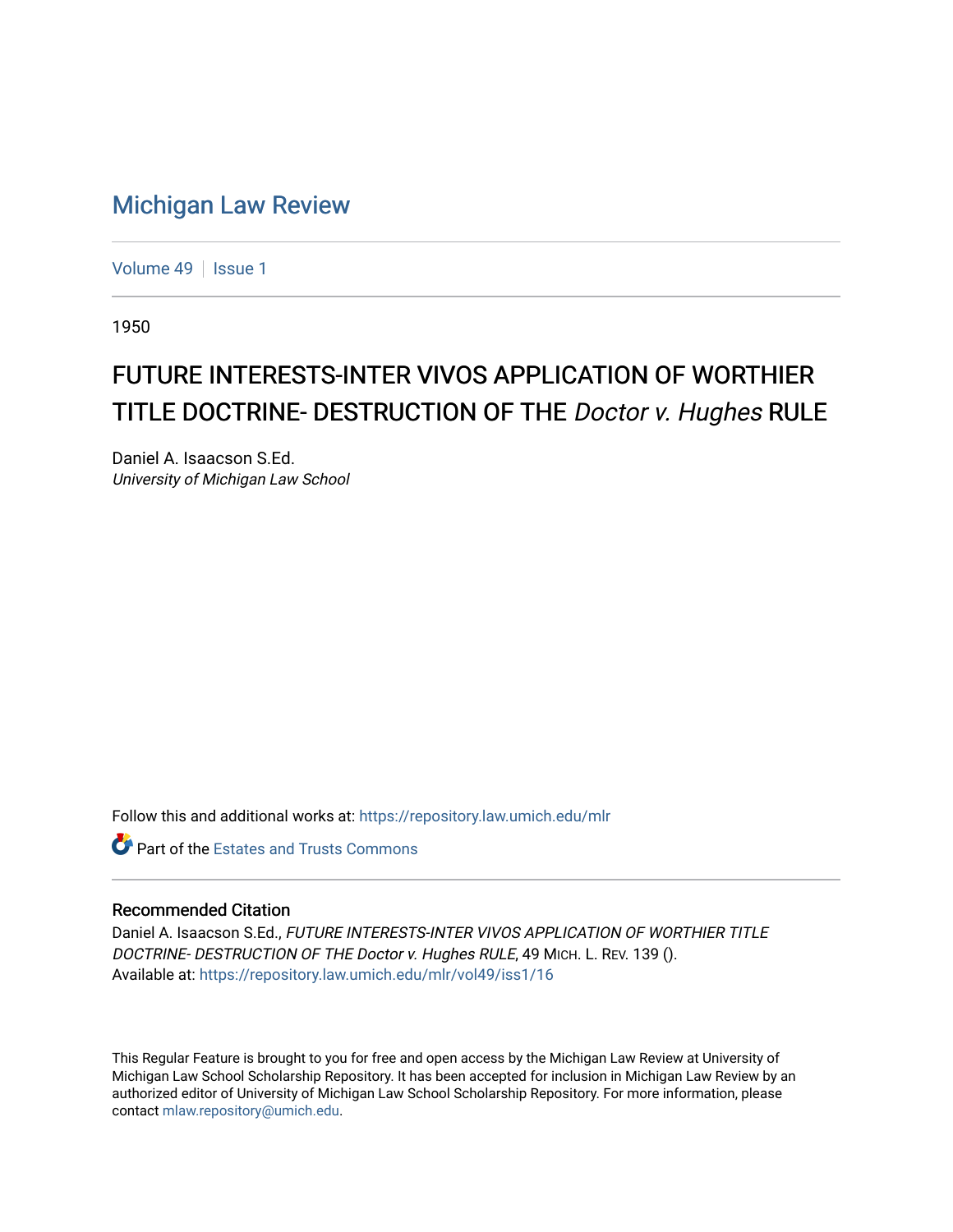# Michigan Law Review

Volume 49 | Issue 1

1950

## FUTURE INTERESTS-INTER VIVOS APPLICATION OF WORTHIER TITLE DOCTRINE- DESTRUCTION OF THE *Doctor v. Hughes* RULE

Daniel A. Isaacson S.Ed.
*University of Michigan Law School*

Follow this and additional works at: https://repository.law.umich.edu/mlr

Part of the Estates and Trusts Commons

### Recommended Citation

Daniel A. Isaacson S.Ed., *FUTURE INTERESTS-INTER VIVOS APPLICATION OF WORTHIER TITLE DOCTRINE- DESTRUCTION OF THE Doctor v. Hughes RULE*, 49 MICH. L. REV. 139 ().
Available at: https://repository.law.umich.edu/mlr/vol49/iss1/16

This Regular Feature is brought to you for free and open access by the Michigan Law Review at University of Michigan Law School Scholarship Repository. It has been accepted for inclusion in Michigan Law Review by an authorized editor of University of Michigan Law School Scholarship Repository. For more information, please contact mlaw.repository@umich.edu.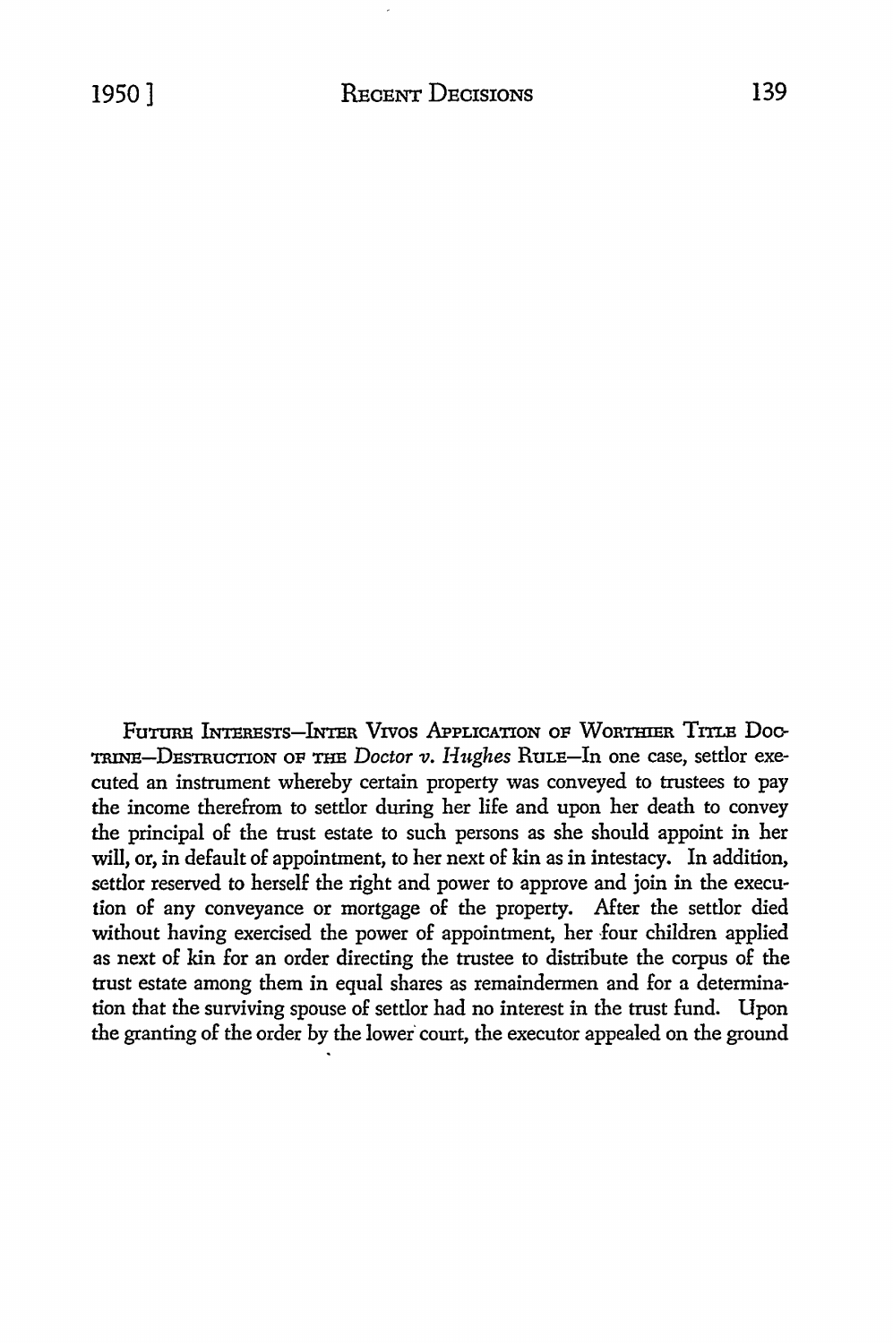FUTURE INTERESTS—INTER VIVOS APPLICATION OF WORTHIER TITLE DOCTRINE—DESTRUCTION OF THE *Doctor v. Hughes* RULE—In one case, settlor executed an instrument whereby certain property was conveyed to trustees to pay the income therefrom to settlor during her life and upon her death to convey the principal of the trust estate to such persons as she should appoint in her will, or, in default of appointment, to her next of kin as in intestacy. In addition, settlor reserved to herself the right and power to approve and join in the execution of any conveyance or mortgage of the property. After the settlor died without having exercised the power of appointment, her four children applied as next of kin for an order directing the trustee to distribute the corpus of the trust estate among them in equal shares as remaindermen and for a determination that the surviving spouse of settlor had no interest in the trust fund. Upon the granting of the order by the lower court, the executor appealed on the ground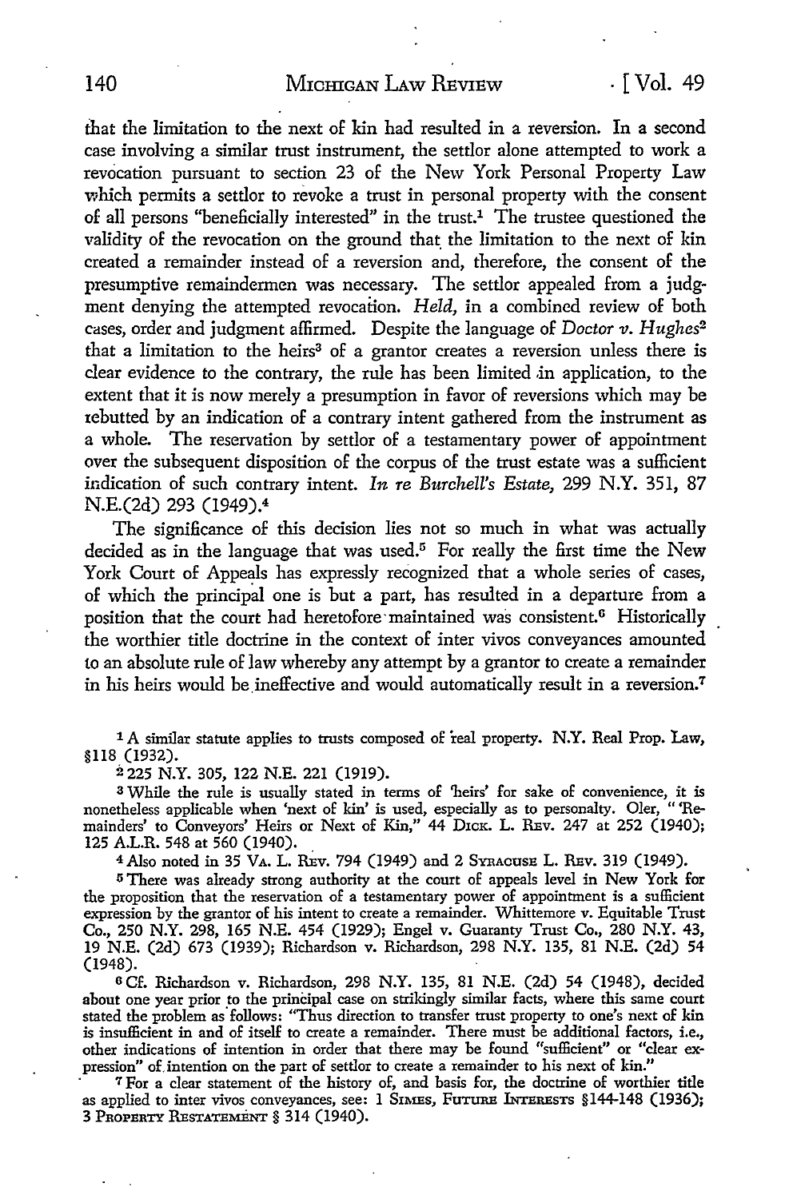that the limitation to the next of kin had resulted in a reversion. In a second case involving a similar trust instrument, the settlor alone attempted to work a revocation pursuant to section 23 of the New York Personal Property Law which permits a settlor to revoke a trust in personal property with the consent of all persons "beneficially interested" in the trust.[1] The trustee questioned the validity of the revocation on the ground that the limitation to the next of kin created a remainder instead of a reversion and, therefore, the consent of the presumptive remaindermen was necessary. The settlor appealed from a judgment denying the attempted revocation. *Held,* in a combined review of both cases, order and judgment affirmed. Despite the language of *Doctor v. Hughes*[2] that a limitation to the heirs[3] of a grantor creates a reversion unless there is clear evidence to the contrary, the rule has been limited in application, to the extent that it is now merely a presumption in favor of reversions which may be rebutted by an indication of a contrary intent gathered from the instrument as a whole. The reservation by settlor of a testamentary power of appointment over the subsequent disposition of the corpus of the trust estate was a sufficient indication of such contrary intent. *In re Burchell's Estate,* 299 N.Y. 351, 87 N.E.(2d) 293 (1949).[4]

The significance of this decision lies not so much in what was actually decided as in the language that was used.[5] For really the first time the New York Court of Appeals has expressly recognized that a whole series of cases, of which the principal one is but a part, has resulted in a departure from a position that the court had heretofore maintained was consistent.[6] Historically the worthier title doctrine in the context of inter vivos conveyances amounted to an absolute rule of law whereby any attempt by a grantor to create a remainder in his heirs would be ineffective and would automatically result in a reversion.[7]

[1] A similar statute applies to trusts composed of real property. N.Y. Real Prop. Law, §118 (1932).

[2] 225 N.Y. 305, 122 N.E. 221 (1919).

[3] While the rule is usually stated in terms of 'heirs' for sake of convenience, it is nonetheless applicable when 'next of kin' is used, especially as to personalty. Oler, "'Remainders' to Conveyors' Heirs or Next of Kin," 44 DICK. L. REV. 247 at 252 (1940); 125 A.L.R. 548 at 560 (1940).

[4] Also noted in 35 VA. L. REV. 794 (1949) and 2 SYRACUSE L. REV. 319 (1949).

[5] There was already strong authority at the court of appeals level in New York for the proposition that the reservation of a testamentary power of appointment is a sufficient expression by the grantor of his intent to create a remainder. Whittemore v. Equitable Trust Co., 250 N.Y. 298, 165 N.E. 454 (1929); Engel v. Guaranty Trust Co., 280 N.Y. 43, 19 N.E. (2d) 673 (1939); Richardson v. Richardson, 298 N.Y. 135, 81 N.E. (2d) 54 (1948).

[6] Cf. Richardson v. Richardson, 298 N.Y. 135, 81 N.E. (2d) 54 (1948), decided about one year prior to the principal case on strikingly similar facts, where this same court stated the problem as follows: "Thus direction to transfer trust property to one's next of kin is insufficient in and of itself to create a remainder. There must be additional factors, i.e., other indications of intention in order that there may be found "sufficient" or "clear expression" of intention on the part of settlor to create a remainder to his next of kin."

[7] For a clear statement of the history of, and basis for, the doctrine of worthier title as applied to inter vivos conveyances, see: 1 SIMES, FUTURE INTERESTS §144-148 (1936); 3 PROPERTY RESTATEMENT § 314 (1940).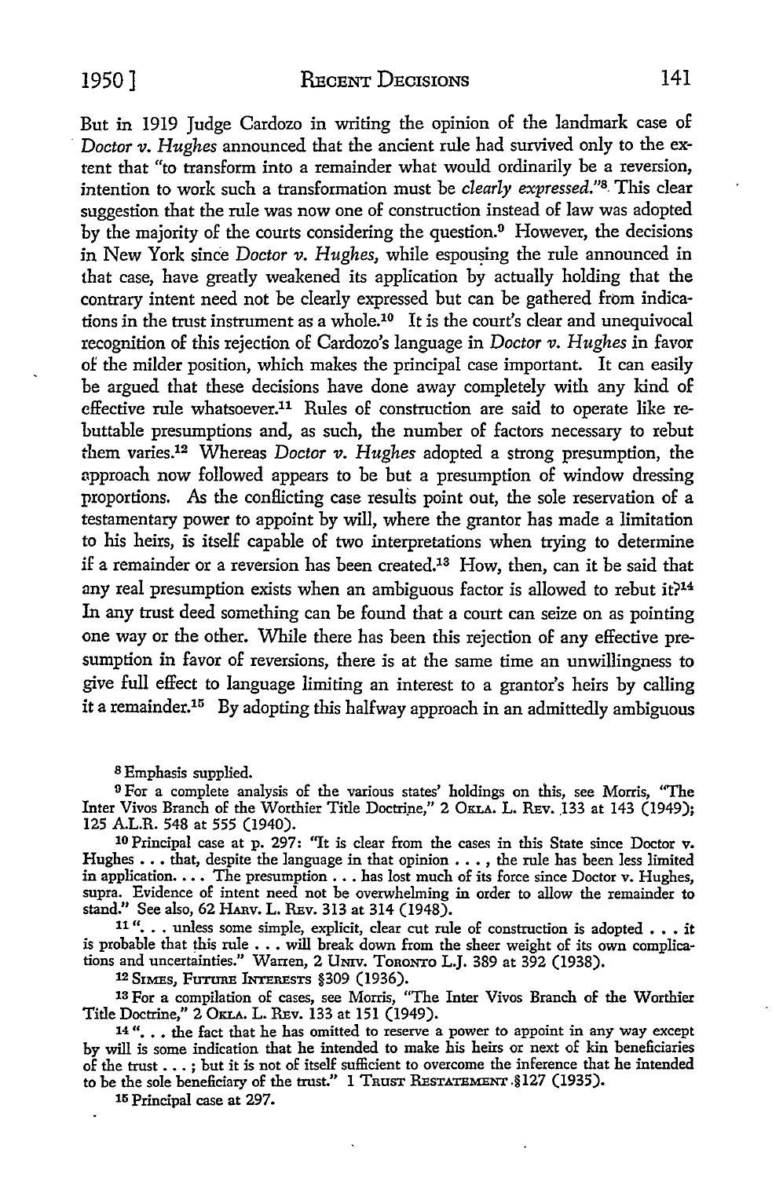But in 1919 Judge Cardozo in writing the opinion of the landmark case of *Doctor v. Hughes* announced that the ancient rule had survived only to the extent that "to transform into a remainder what would ordinarily be a reversion, intention to work such a transformation must be *clearly expressed*."[8] This clear suggestion that the rule was now one of construction instead of law was adopted by the majority of the courts considering the question.[9] However, the decisions in New York since *Doctor v. Hughes,* while espousing the rule announced in that case, have greatly weakened its application by actually holding that the contrary intent need not be clearly expressed but can be gathered from indications in the trust instrument as a whole.[10] It is the court's clear and unequivocal recognition of this rejection of Cardozo's language in *Doctor v. Hughes* in favor of the milder position, which makes the principal case important. It can easily be argued that these decisions have done away completely with any kind of effective rule whatsoever.[11] Rules of construction are said to operate like rebuttable presumptions and, as such, the number of factors necessary to rebut them varies.[12] Whereas *Doctor v. Hughes* adopted a strong presumption, the approach now followed appears to be but a presumption of window dressing proportions. As the conflicting case results point out, the sole reservation of a testamentary power to appoint by will, where the grantor has made a limitation to his heirs, is itself capable of two interpretations when trying to determine if a remainder or a reversion has been created.[13] How, then, can it be said that any real presumption exists when an ambiguous factor is allowed to rebut it?[14] In any trust deed something can be found that a court can seize on as pointing one way or the other. While there has been this rejection of any effective presumption in favor of reversions, there is at the same time an unwillingness to give full effect to language limiting an interest to a grantor's heirs by calling it a remainder.[15] By adopting this halfway approach in an admittedly ambiguous

[8] Emphasis supplied.

[9] For a complete analysis of the various states' holdings on this, see Morris, "The Inter Vivos Branch of the Worthier Title Doctrine," 2 OKLA. L. REV. 133 at 143 (1949); 125 A.L.R. 548 at 555 (1940).

[10] Principal case at p. 297: "It is clear from the cases in this State since Doctor v. Hughes . . . that, despite the language in that opinion . . . , the rule has been less limited in application. . . . The presumption . . . has lost much of its force since Doctor v. Hughes, supra. Evidence of intent need not be overwhelming in order to allow the remainder to stand." See also, 62 HARV. L. REV. 313 at 314 (1948).

[11] ". . . unless some simple, explicit, clear cut rule of construction is adopted . . . it is probable that this rule . . . will break down from the sheer weight of its own complications and uncertainties." Warren, 2 UNIV. TORONTO L.J. 389 at 392 (1938).

[12] SIMES, FUTURE INTERESTS §309 (1936).

[13] For a compilation of cases, see Morris, "The Inter Vivos Branch of the Worthier Title Doctrine," 2 OKLA. L. REV. 133 at 151 (1949).

[14] ". . . the fact that he has omitted to reserve a power to appoint in any way except by will is some indication that he intended to make his heirs or next of kin beneficiaries of the trust . . . ; but it is not of itself sufficient to overcome the inference that he intended to be the sole beneficiary of the trust." 1 TRUST RESTATEMENT §127 (1935).

[15] Principal case at 297.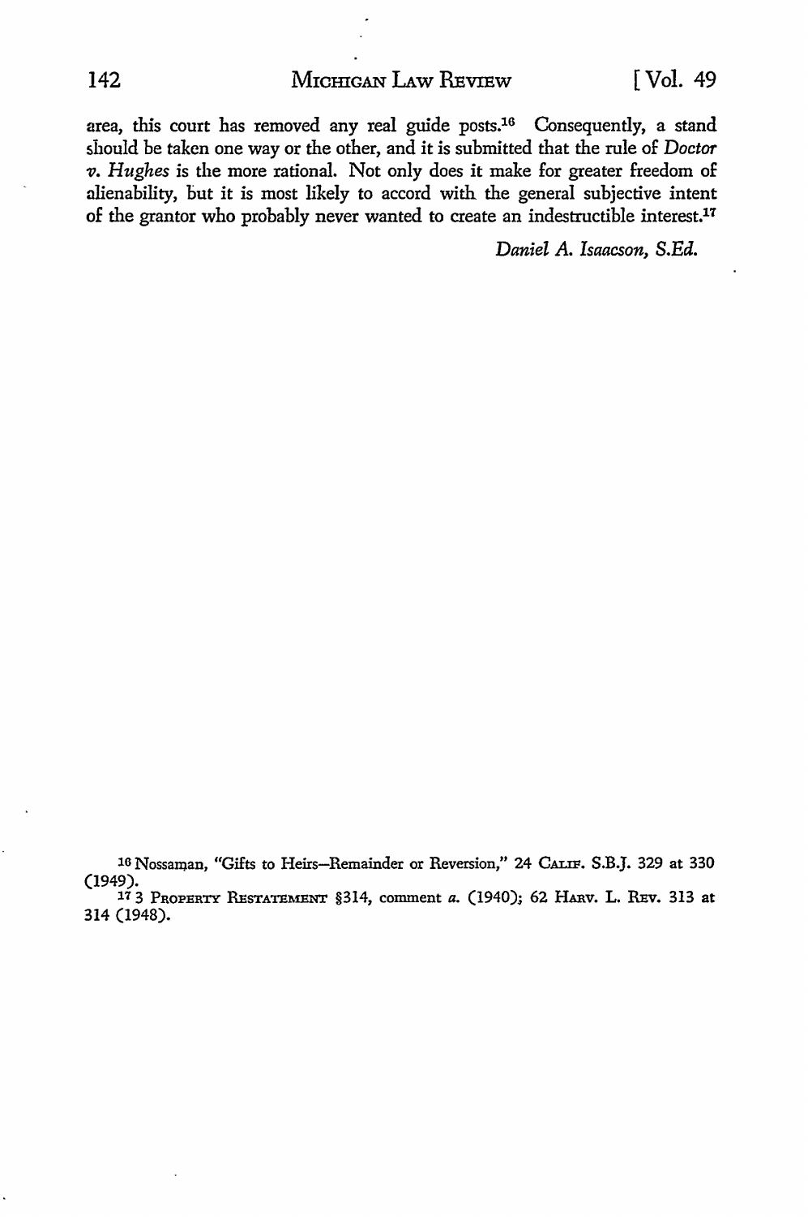area, this court has removed any real guide posts.[16] Consequently, a stand should be taken one way or the other, and it is submitted that the rule of *Doctor v. Hughes* is the more rational. Not only does it make for greater freedom of alienability, but it is most likely to accord with the general subjective intent of the grantor who probably never wanted to create an indestructible interest.[17]

*Daniel A. Isaacson, S.Ed.*

[16] Nossaman, "Gifts to Heirs—Remainder or Reversion," 24 CALIF. S.B.J. 329 at 330 (1949).

[17] 3 PROPERTY RESTATEMENT §314, comment *a.* (1940); 62 HARV. L. REV. 313 at 314 (1948).